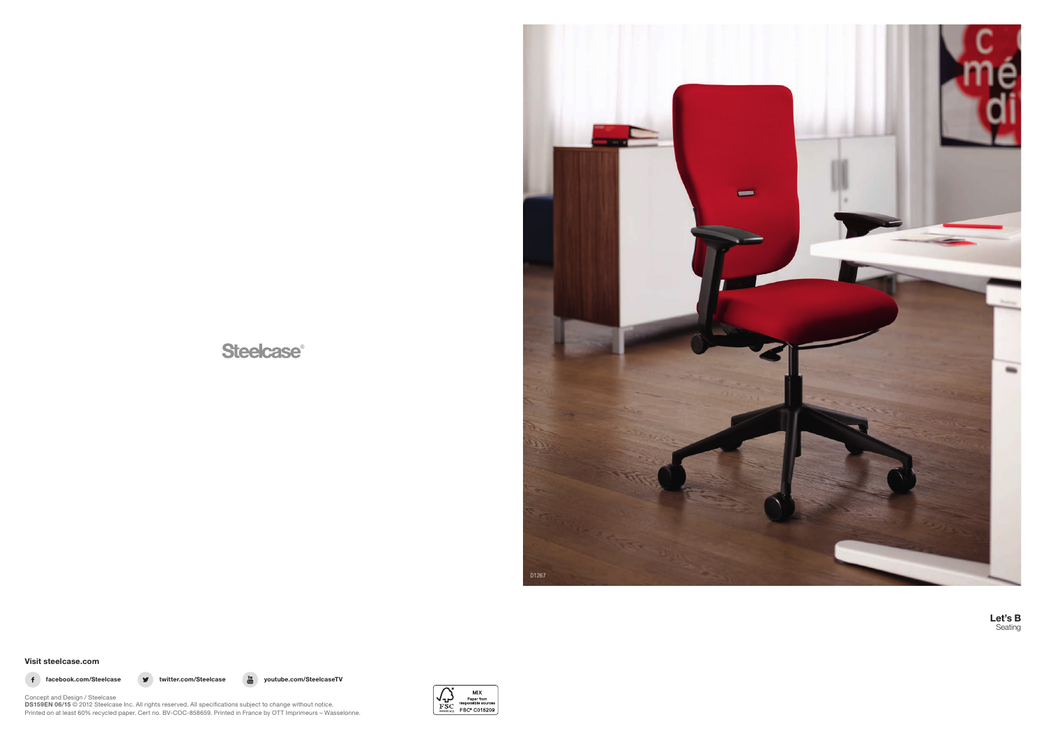Steelcase®

D1267

**Let's B**
Seating

**Visit steelcase.com**

facebook.com/Steelcase

twitter.com/Steelcase

youtube.com/SteelcaseTV

Concept and Design / Steelcase
**DS159EN 06/15** © 2012 Steelcase Inc. All rights reserved. All specifications subject to change without notice.
Printed on at least 60% recycled paper. Cert no. BV-COC-858659. Printed in France by OTT Imprimeurs – Wasselonne.

MIX
Paper from responsible sources
FSC® C015209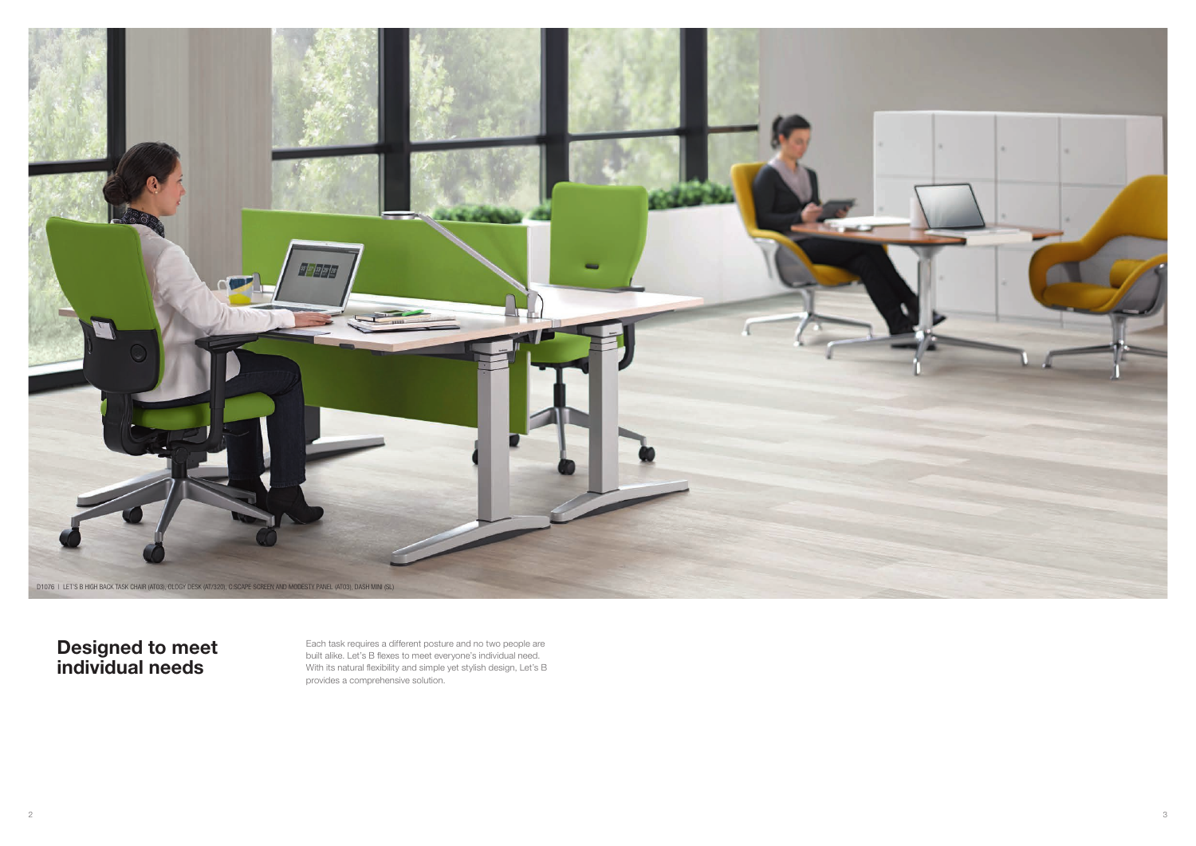D1076 | LET'S B HIGH BACK TASK CHAIR (AT03), OLOGY DESK (AT/320), C:SCAPE SCREEN AND MODESTY PANEL (AT03), DASH MINI (SL)

## Designed to meet individual needs

Each task requires a different posture and no two people are built alike. Let's B flexes to meet everyone's individual need. With its natural flexibility and simple yet stylish design, Let's B provides a comprehensive solution.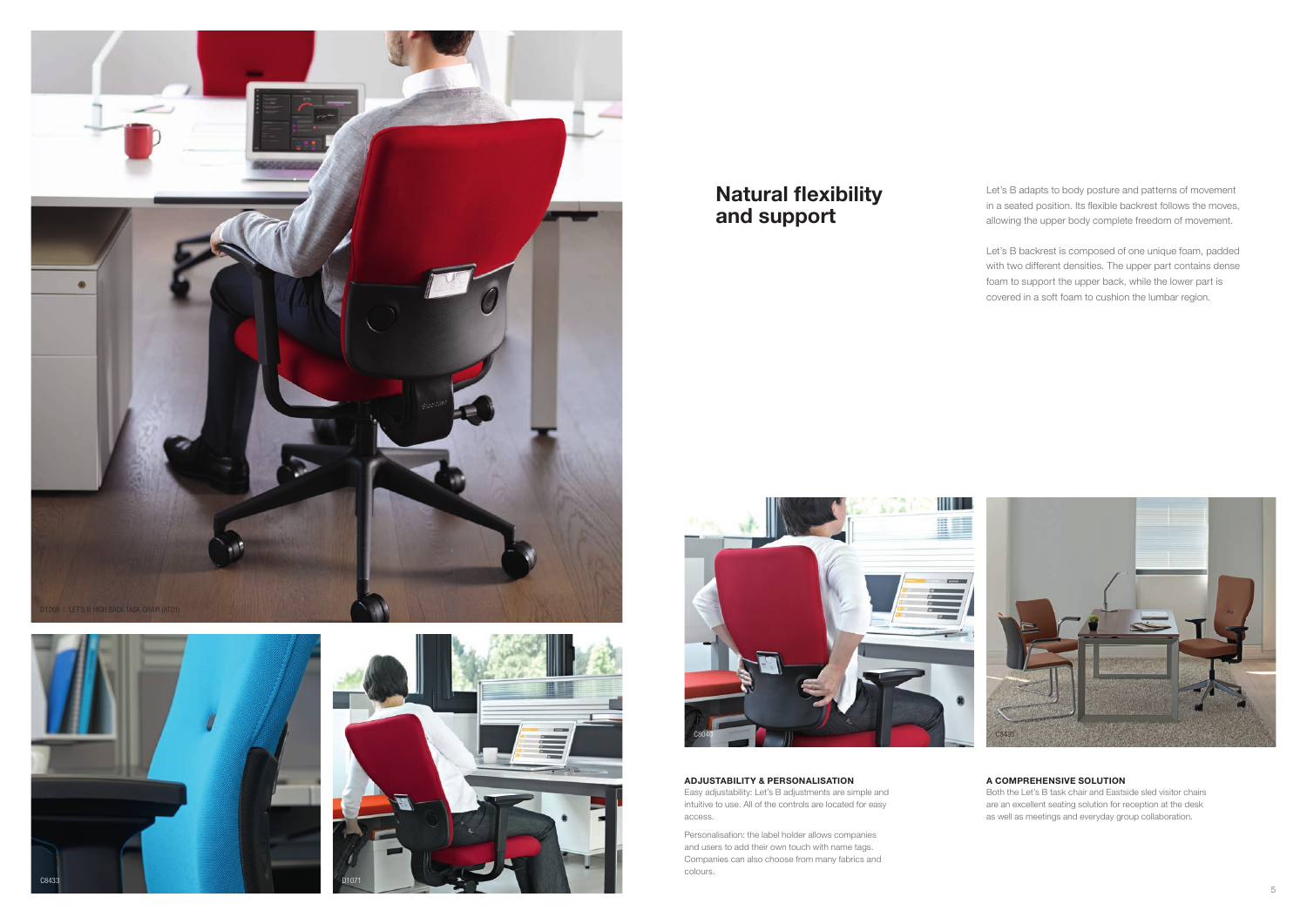D1268 | LET'S B HIGH BACK TASK CHAIR (AT01)

C8433

D1071

## Natural flexibility and support

Let's B adapts to body posture and patterns of movement in a seated position. Its flexible backrest follows the moves, allowing the upper body complete freedom of movement.

Let's B backrest is composed of one unique foam, padded with two different densities. The upper part contains dense foam to support the upper back, while the lower part is covered in a soft foam to cushion the lumbar region.

C8040

C8435

**ADJUSTABILITY & PERSONALISATION**

Easy adjustability: Let's B adjustments are simple and intuitive to use. All of the controls are located for easy access.

Personalisation: the label holder allows companies and users to add their own touch with name tags. Companies can also choose from many fabrics and colours.

**A COMPREHENSIVE SOLUTION**

Both the Let's B task chair and Eastside sled visitor chairs are an excellent seating solution for reception at the desk as well as meetings and everyday group collaboration.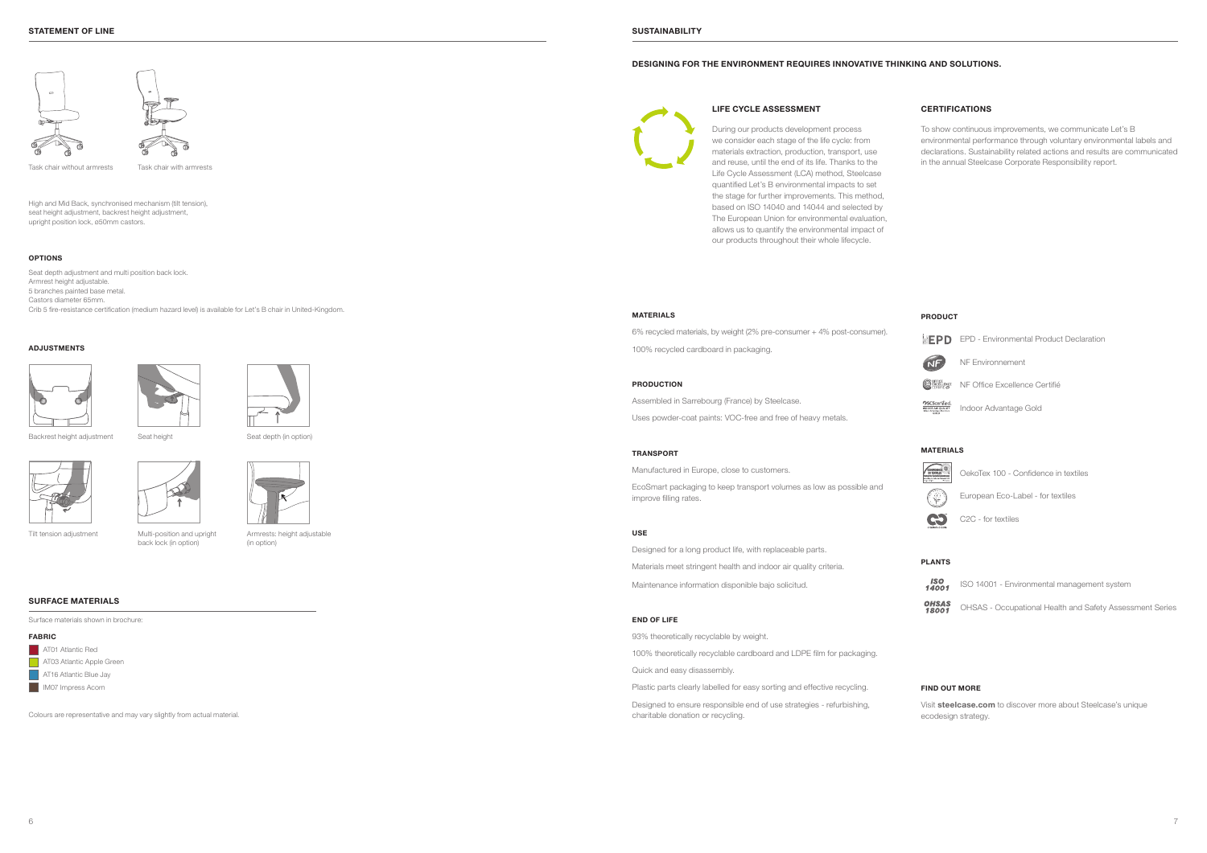## STATEMENT OF LINE

Task chair without armrests

Task chair with armrests

High and Mid Back, synchronised mechanism (tilt tension), seat height adjustment, backrest height adjustment, upright position lock, ø50mm castors.

### OPTIONS

Seat depth adjustment and multi position back lock.
Armrest height adjustable.
5 branches painted base metal.
Castors diameter 65mm.
Crib 5 fire-resistance certification (medium hazard level) is available for Let's B chair in United-Kingdom.

### ADJUSTMENTS

Backrest height adjustment

Seat height

Seat depth (in option)

Tilt tension adjustment

Multi-position and upright back lock (in option)

Armrests: height adjustable (in option)

### SURFACE MATERIALS

Surface materials shown in brochure:

**FABRIC**

- AT01 Atlantic Red
- AT03 Atlantic Apple Green
- AT16 Atlantic Blue Jay
- IM07 Impress Acorn

Colours are representative and may vary slightly from actual material.

## SUSTAINABILITY

### DESIGNING FOR THE ENVIRONMENT REQUIRES INNOVATIVE THINKING AND SOLUTIONS.

### LIFE CYCLE ASSESSMENT

During our products development process we consider each stage of the life cycle: from materials extraction, production, transport, use and reuse, until the end of its life. Thanks to the Life Cycle Assessment (LCA) method, Steelcase quantified Let's B environmental impacts to set the stage for further improvements. This method, based on ISO 14040 and 14044 and selected by The European Union for environmental evaluation, allows us to quantify the environmental impact of our products throughout their whole lifecycle.

### CERTIFICATIONS

To show continuous improvements, we communicate Let's B environmental performance through voluntary environmental labels and declarations. Sustainability related actions and results are communicated in the annual Steelcase Corporate Responsibility report.

### MATERIALS

6% recycled materials, by weight (2% pre-consumer + 4% post-consumer).

100% recycled cardboard in packaging.

### PRODUCTION

Assembled in Sarrebourg (France) by Steelcase.

Uses powder-coat paints: VOC-free and free of heavy metals.

### TRANSPORT

Manufactured in Europe, close to customers.

EcoSmart packaging to keep transport volumes as low as possible and improve filling rates.

### USE

Designed for a long product life, with replaceable parts.

Materials meet stringent health and indoor air quality criteria.

Maintenance information disponible bajo solicitud.

### END OF LIFE

93% theoretically recyclable by weight.

100% theoretically recyclable cardboard and LDPE film for packaging.

Quick and easy disassembly.

Plastic parts clearly labelled for easy sorting and effective recycling.

Designed to ensure responsible end of use strategies - refurbishing, charitable donation or recycling.

### PRODUCT

- EPD - Environmental Product Declaration
- NF Environnement
- NF Office Excellence Certifié
- Indoor Advantage Gold

### MATERIALS

- OekoTex 100 - Confidence in textiles
- European Eco-Label - for textiles
- C2C - for textiles

### PLANTS

- ISO 14001 - Environmental management system
- OHSAS - Occupational Health and Safety Assessment Series

### FIND OUT MORE

Visit **steelcase.com** to discover more about Steelcase's unique ecodesign strategy.